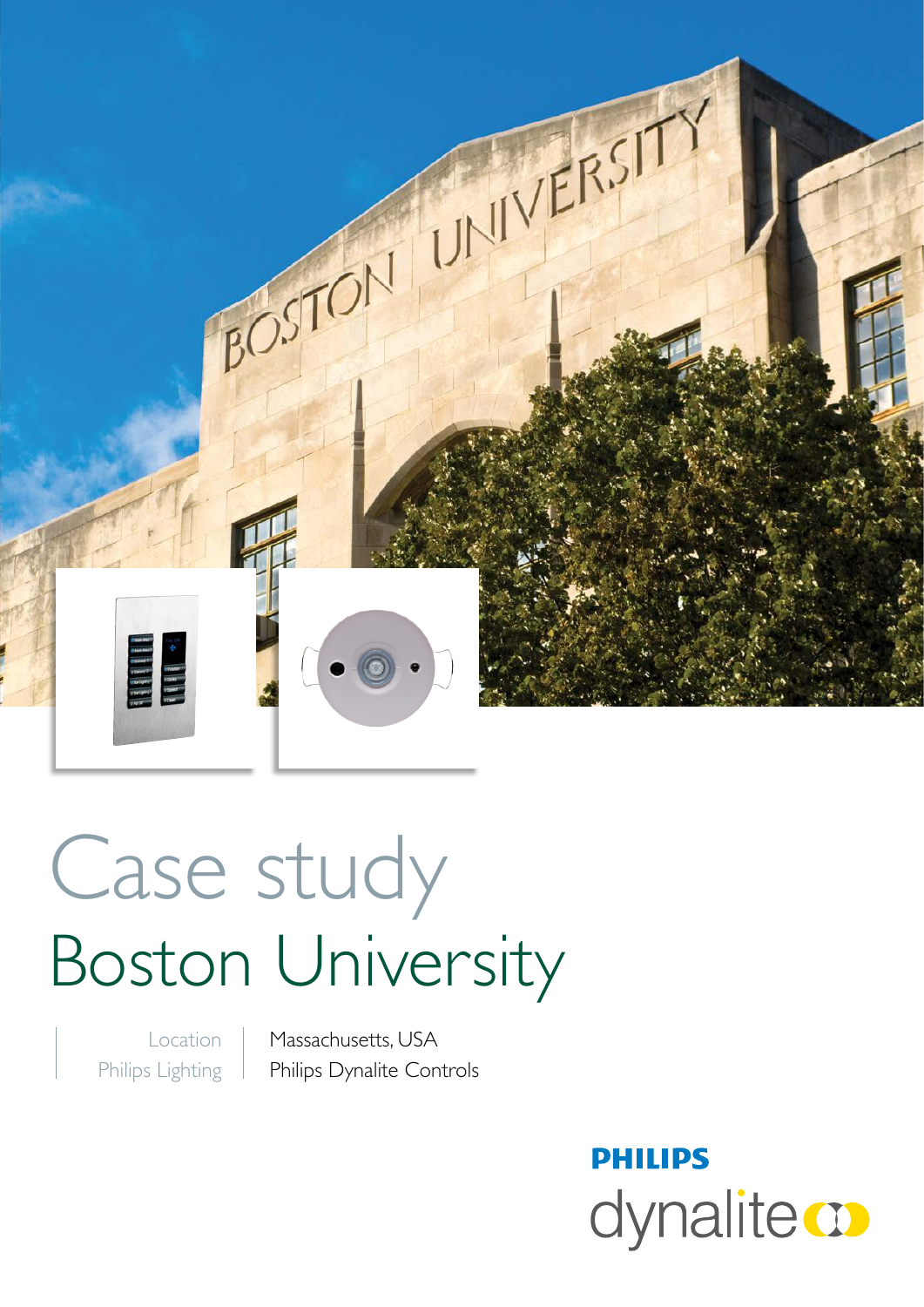# Case study
## Boston University

| | |
|---|---|
| Location | Massachusetts, USA |
| Philips Lighting | Philips Dynalite Controls |

PHILIPS
dynalite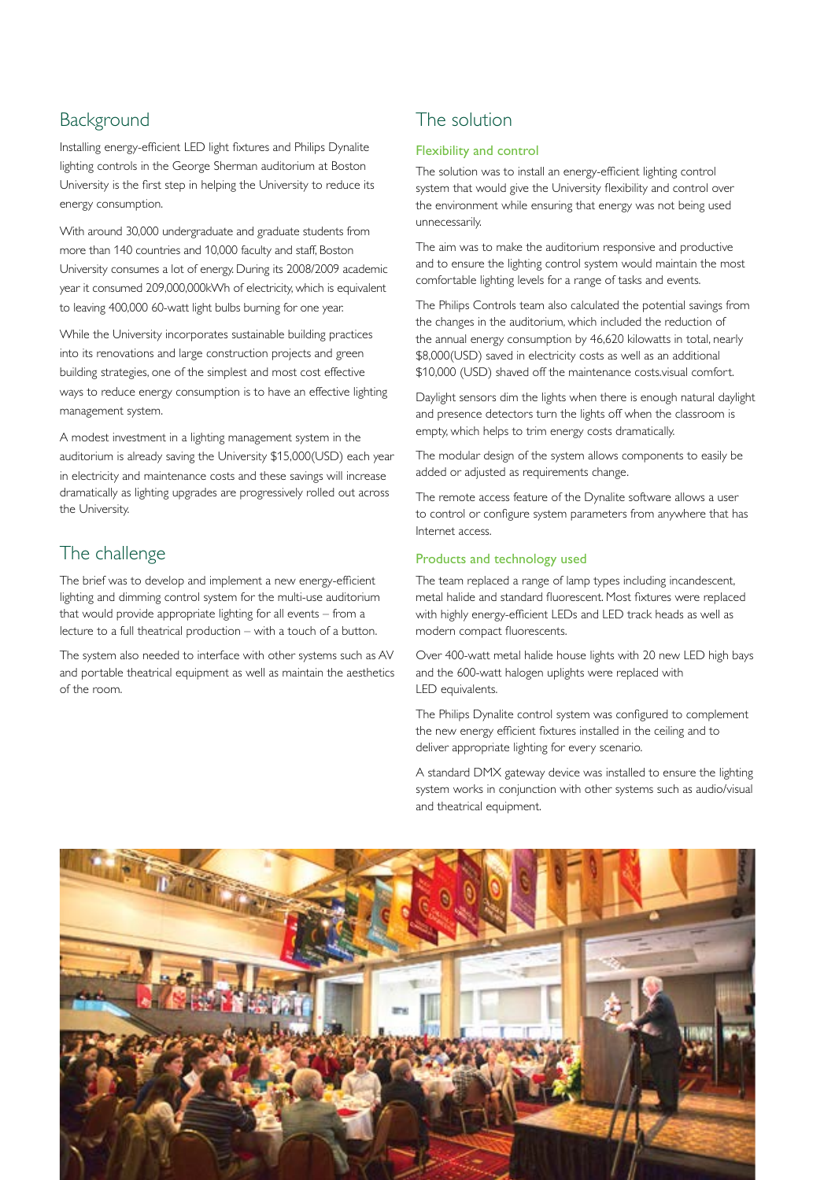## Background

Installing energy-efficient LED light fixtures and Philips Dynalite lighting controls in the George Sherman auditorium at Boston University is the first step in helping the University to reduce its energy consumption.

With around 30,000 undergraduate and graduate students from more than 140 countries and 10,000 faculty and staff, Boston University consumes a lot of energy. During its 2008/2009 academic year it consumed 209,000,000kWh of electricity, which is equivalent to leaving 400,000 60-watt light bulbs burning for one year.

While the University incorporates sustainable building practices into its renovations and large construction projects and green building strategies, one of the simplest and most cost effective ways to reduce energy consumption is to have an effective lighting management system.

A modest investment in a lighting management system in the auditorium is already saving the University $15,000(USD) each year in electricity and maintenance costs and these savings will increase dramatically as lighting upgrades are progressively rolled out across the University.

## The challenge

The brief was to develop and implement a new energy-efficient lighting and dimming control system for the multi-use auditorium that would provide appropriate lighting for all events – from a lecture to a full theatrical production – with a touch of a button.

The system also needed to interface with other systems such as AV and portable theatrical equipment as well as maintain the aesthetics of the room.

## The solution

### Flexibility and control

The solution was to install an energy-efficient lighting control system that would give the University flexibility and control over the environment while ensuring that energy was not being used unnecessarily.

The aim was to make the auditorium responsive and productive and to ensure the lighting control system would maintain the most comfortable lighting levels for a range of tasks and events.

The Philips Controls team also calculated the potential savings from the changes in the auditorium, which included the reduction of the annual energy consumption by 46,620 kilowatts in total, nearly $8,000(USD) saved in electricity costs as well as an additional $10,000 (USD) shaved off the maintenance costs.visual comfort.

Daylight sensors dim the lights when there is enough natural daylight and presence detectors turn the lights off when the classroom is empty, which helps to trim energy costs dramatically.

The modular design of the system allows components to easily be added or adjusted as requirements change.

The remote access feature of the Dynalite software allows a user to control or configure system parameters from anywhere that has Internet access.

### Products and technology used

The team replaced a range of lamp types including incandescent, metal halide and standard fluorescent. Most fixtures were replaced with highly energy-efficient LEDs and LED track heads as well as modern compact fluorescents.

Over 400-watt metal halide house lights with 20 new LED high bays and the 600-watt halogen uplights were replaced with LED equivalents.

The Philips Dynalite control system was configured to complement the new energy efficient fixtures installed in the ceiling and to deliver appropriate lighting for every scenario.

A standard DMX gateway device was installed to ensure the lighting system works in conjunction with other systems such as audio/visual and theatrical equipment.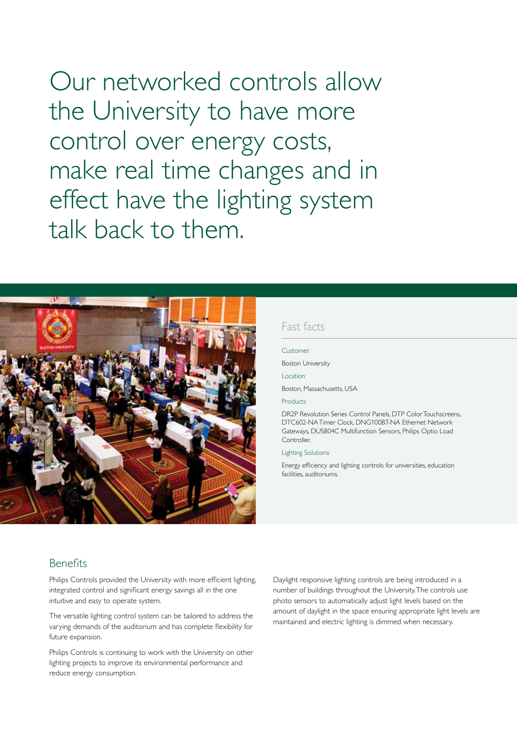# Our networked controls allow the University to have more control over energy costs, make real time changes and in effect have the lighting system talk back to them.

## Fast facts

**Customer**

Boston University

**Location**

Boston, Massachusetts, USA

**Products**

DR2P Revolution Series Control Panels, DTP Color Touchscreens, DTC602-NA Timer Clock, DNG100BT-NA Ethernet Network Gateways, DUS804C Multifunction Sensors, Philips Optio Load Controller.

**Lighting Solutions**

Energy efficiency and lighting controls for universities, education facilities, auditoriums.

## Benefits

Philips Controls provided the University with more efficient lighting, integrated control and significant energy savings all in the one intuitive and easy to operate system.

The versatile lighting control system can be tailored to address the varying demands of the auditorium and has complete flexibility for future expansion.

Philips Controls is continuing to work with the University on other lighting projects to improve its environmental performance and reduce energy consumption.

Daylight responsive lighting controls are being introduced in a number of buildings throughout the University. The controls use photo sensors to automatically adjust light levels based on the amount of daylight in the space ensuring appropriate light levels are maintained and electric lighting is dimmed when necessary.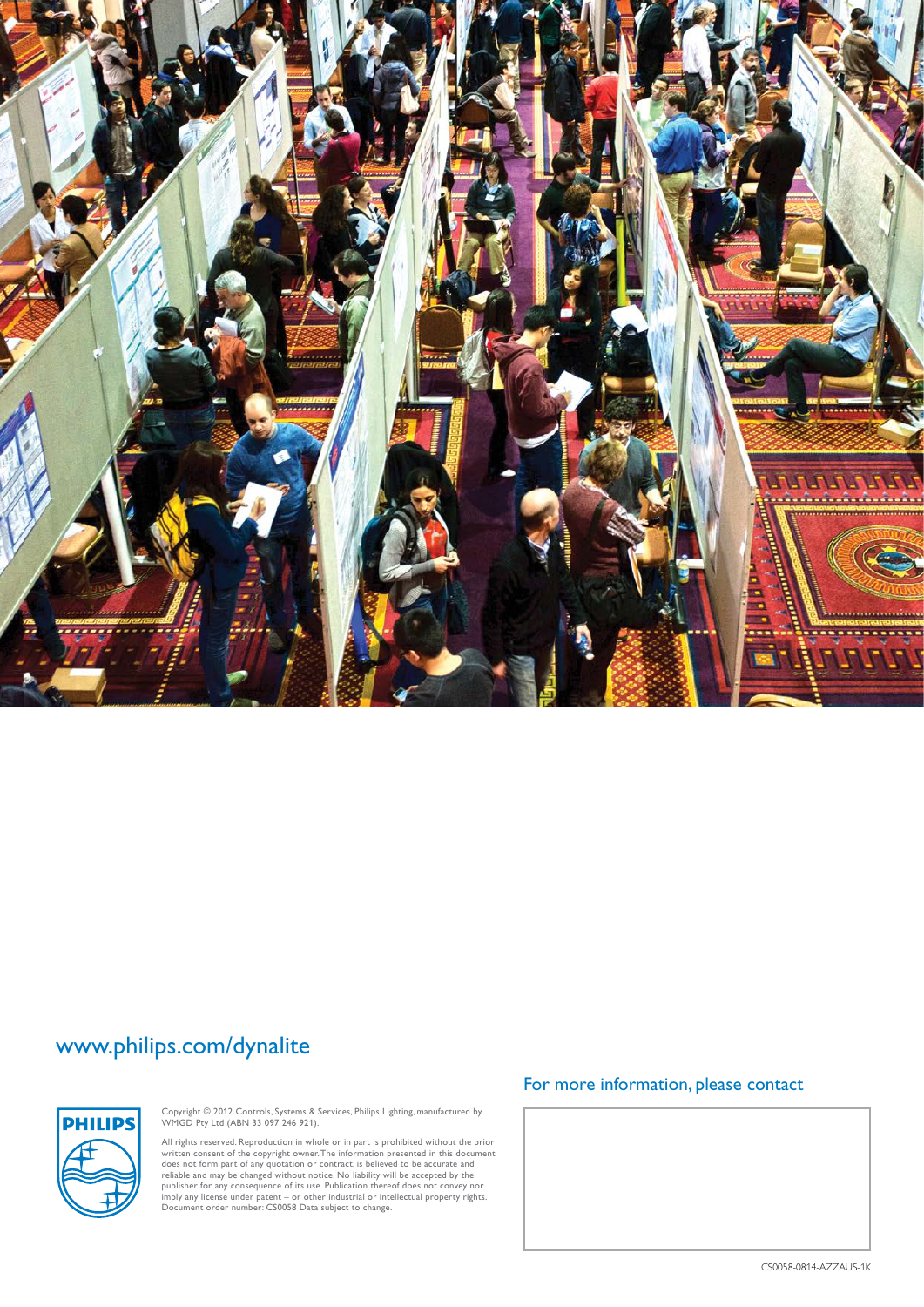www.philips.com/dynalite

PHILIPS

Copyright © 2012 Controls, Systems & Services, Philips Lighting, manufactured by WMGD Pty Ltd (ABN 33 097 246 921).

All rights reserved. Reproduction in whole or in part is prohibited without the prior written consent of the copyright owner. The information presented in this document does not form part of any quotation or contract, is believed to be accurate and reliable and may be changed without notice. No liability will be accepted by the publisher for any consequence of its use. Publication thereof does not convey nor imply any license under patent – or other industrial or intellectual property rights. Document order number: CS0058 Data subject to change.

For more information, please contact

CS0058-0814-AZZAUS-1K